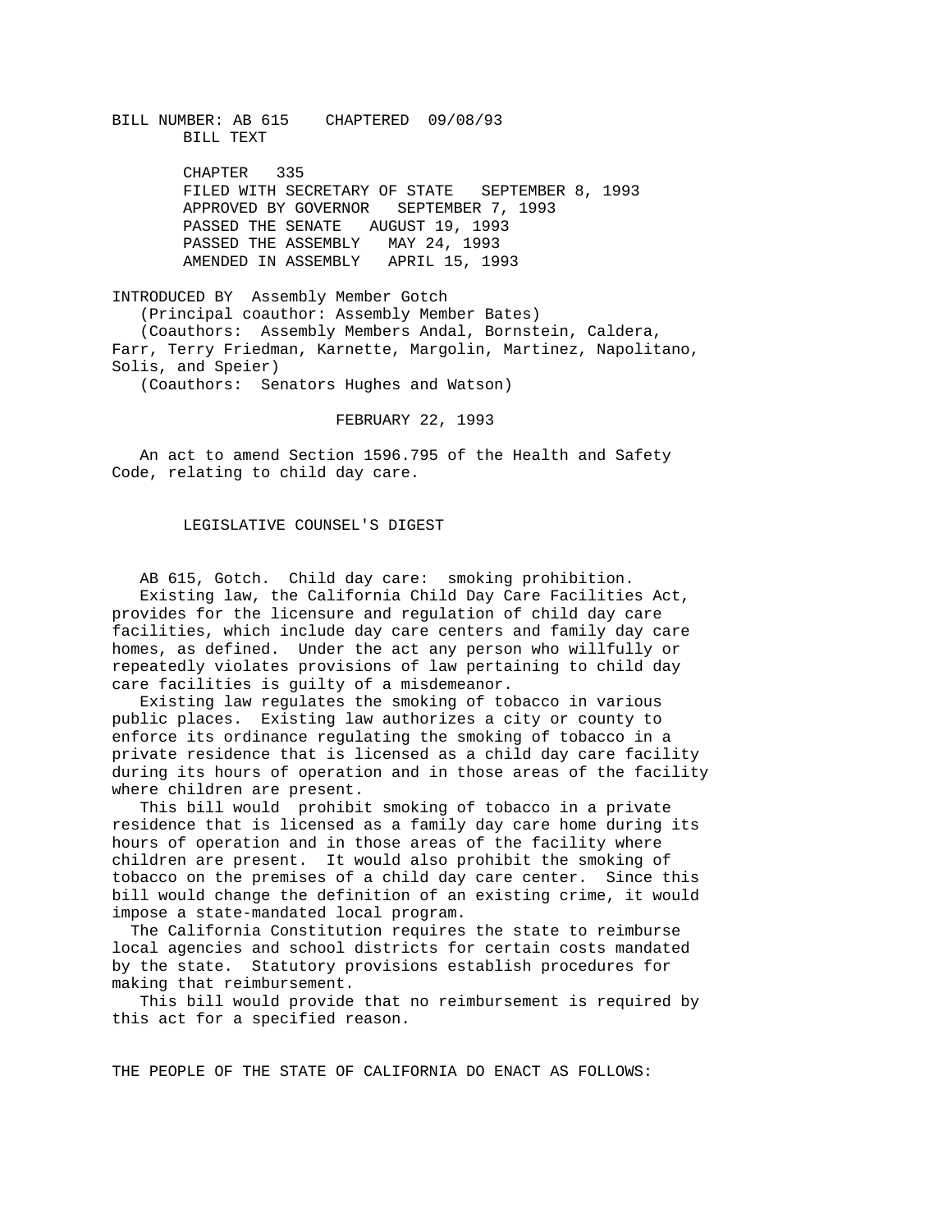BILL NUMBER: AB 615 CHAPTERED 09/08/93
BILL TEXT

CHAPTER 335
FILED WITH SECRETARY OF STATE SEPTEMBER 8, 1993
APPROVED BY GOVERNOR SEPTEMBER 7, 1993
PASSED THE SENATE AUGUST 19, 1993
PASSED THE ASSEMBLY MAY 24, 1993
AMENDED IN ASSEMBLY APRIL 15, 1993

INTRODUCED BY Assembly Member Gotch
(Principal coauthor: Assembly Member Bates)
(Coauthors: Assembly Members Andal, Bornstein, Caldera, Farr, Terry Friedman, Karnette, Margolin, Martinez, Napolitano, Solis, and Speier)
(Coauthors: Senators Hughes and Watson)

FEBRUARY 22, 1993

An act to amend Section 1596.795 of the Health and Safety Code, relating to child day care.

## LEGISLATIVE COUNSEL'S DIGEST

AB 615, Gotch. Child day care: smoking prohibition.

Existing law, the California Child Day Care Facilities Act, provides for the licensure and regulation of child day care facilities, which include day care centers and family day care homes, as defined. Under the act any person who willfully or repeatedly violates provisions of law pertaining to child day care facilities is guilty of a misdemeanor.

Existing law regulates the smoking of tobacco in various public places. Existing law authorizes a city or county to enforce its ordinance regulating the smoking of tobacco in a private residence that is licensed as a child day care facility during its hours of operation and in those areas of the facility where children are present.

This bill would prohibit smoking of tobacco in a private residence that is licensed as a family day care home during its hours of operation and in those areas of the facility where children are present. It would also prohibit the smoking of tobacco on the premises of a child day care center. Since this bill would change the definition of an existing crime, it would impose a state-mandated local program.

The California Constitution requires the state to reimburse local agencies and school districts for certain costs mandated by the state. Statutory provisions establish procedures for making that reimbursement.

This bill would provide that no reimbursement is required by this act for a specified reason.

THE PEOPLE OF THE STATE OF CALIFORNIA DO ENACT AS FOLLOWS: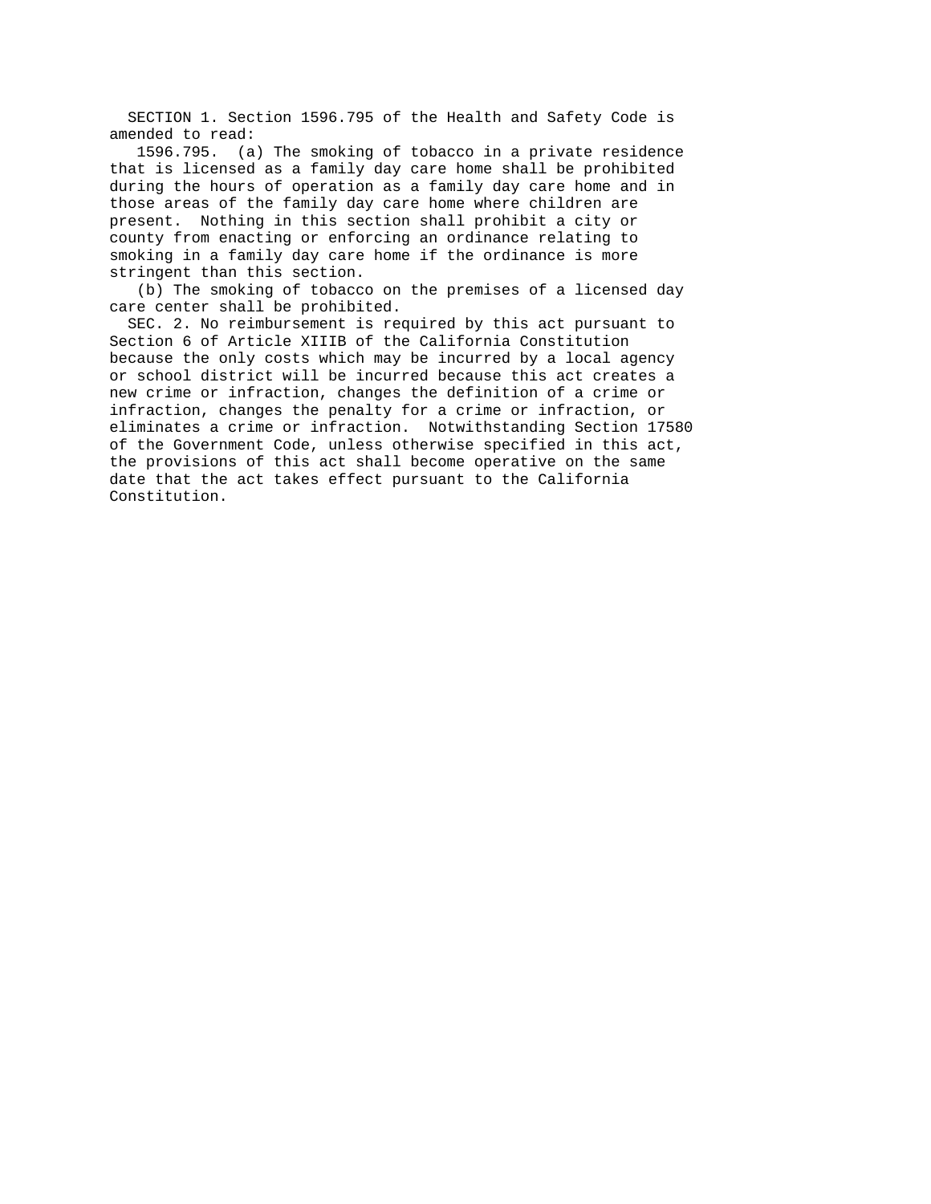SECTION 1. Section 1596.795 of the Health and Safety Code is amended to read:

1596.795. (a) The smoking of tobacco in a private residence that is licensed as a family day care home shall be prohibited during the hours of operation as a family day care home and in those areas of the family day care home where children are present. Nothing in this section shall prohibit a city or county from enacting or enforcing an ordinance relating to smoking in a family day care home if the ordinance is more stringent than this section.

(b) The smoking of tobacco on the premises of a licensed day care center shall be prohibited.

SEC. 2. No reimbursement is required by this act pursuant to Section 6 of Article XIIIB of the California Constitution because the only costs which may be incurred by a local agency or school district will be incurred because this act creates a new crime or infraction, changes the definition of a crime or infraction, changes the penalty for a crime or infraction, or eliminates a crime or infraction. Notwithstanding Section 17580 of the Government Code, unless otherwise specified in this act, the provisions of this act shall become operative on the same date that the act takes effect pursuant to the California Constitution.